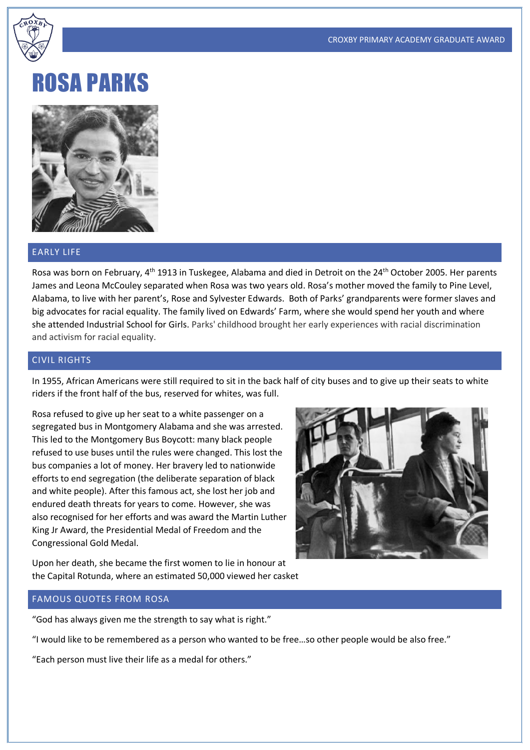CROXBY PRIMARY ACADEMY GRADUATE AWARD

# ROSA PARKS

## EARLY LIFE

Rosa was born on February, 4th 1913 in Tuskegee, Alabama and died in Detroit on the 24th October 2005. Her parents James and Leona McCouley separated when Rosa was two years old. Rosa's mother moved the family to Pine Level, Alabama, to live with her parent's, Rose and Sylvester Edwards. Both of Parks' grandparents were former slaves and big advocates for racial equality. The family lived on Edwards' Farm, where she would spend her youth and where she attended Industrial School for Girls. Parks' childhood brought her early experiences with racial discrimination and activism for racial equality.

## CIVIL RIGHTS

In 1955, African Americans were still required to sit in the back half of city buses and to give up their seats to white riders if the front half of the bus, reserved for whites, was full.

Rosa refused to give up her seat to a white passenger on a segregated bus in Montgomery Alabama and she was arrested. This led to the Montgomery Bus Boycott: many black people refused to use buses until the rules were changed. This lost the bus companies a lot of money. Her bravery led to nationwide efforts to end segregation (the deliberate separation of black and white people). After this famous act, she lost her job and endured death threats for years to come. However, she was also recognised for her efforts and was award the Martin Luther King Jr Award, the Presidential Medal of Freedom and the Congressional Gold Medal.

Upon her death, she became the first women to lie in honour at the Capital Rotunda, where an estimated 50,000 viewed her casket

## FAMOUS QUOTES FROM ROSA

"God has always given me the strength to say what is right."

"I would like to be remembered as a person who wanted to be free…so other people would be also free."

"Each person must live their life as a medal for others."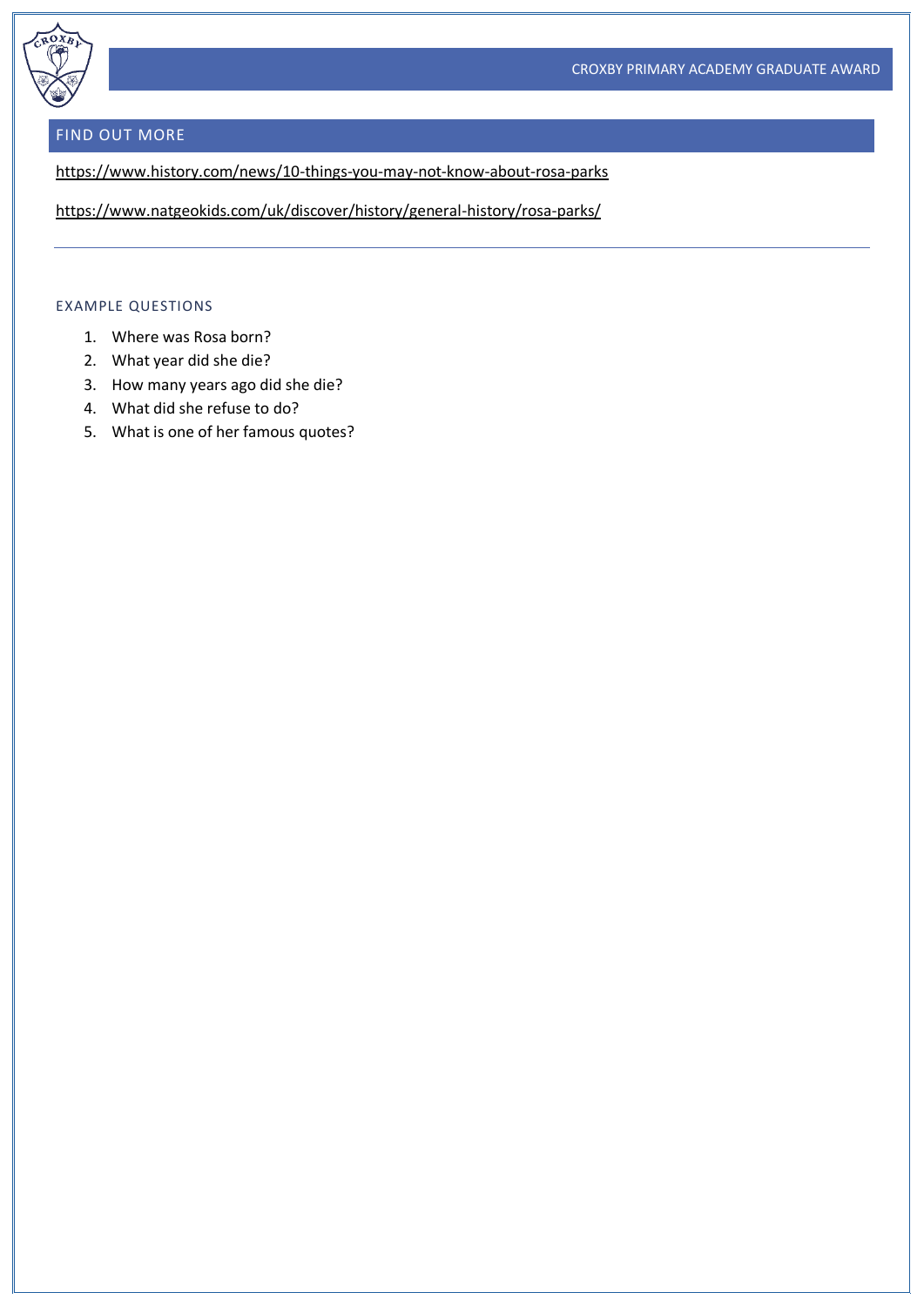## FIND OUT MORE

https://www.history.com/news/10-things-you-may-not-know-about-rosa-parks

https://www.natgeokids.com/uk/discover/history/general-history/rosa-parks/

---

### EXAMPLE QUESTIONS

1. Where was Rosa born?
2. What year did she die?
3. How many years ago did she die?
4. What did she refuse to do?
5. What is one of her famous quotes?